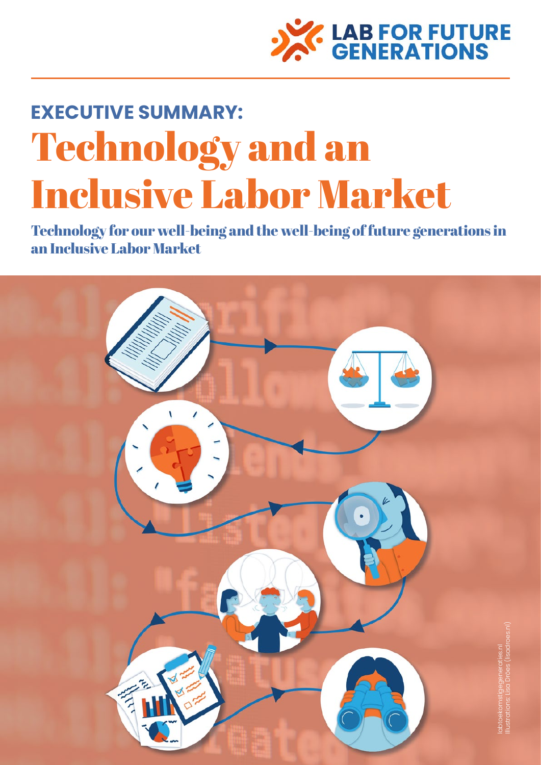LAB FOR FUTURE GENERATIONS

**EXECUTIVE SUMMARY:**

# Technology and an Inclusive Labor Market

## Technology for our well-being and the well-being of future generations in an Inclusive Labor Market

labtoekomstigegeneraties.nl
Illustrations: Lisa Droes (lisadroes.nl)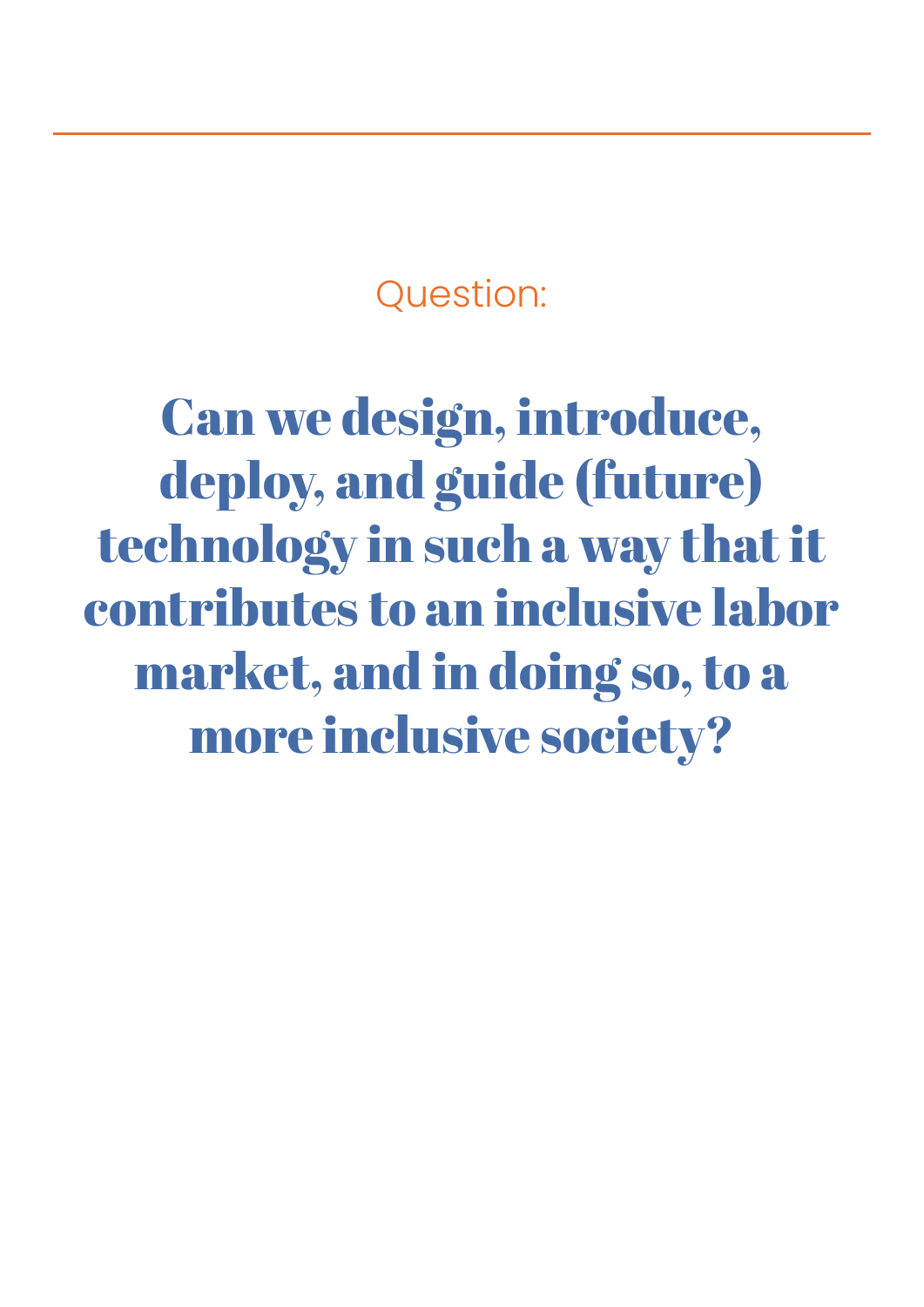Question:

# Can we design, introduce, deploy, and guide (future) technology in such a way that it contributes to an inclusive labor market, and in doing so, to a more inclusive society?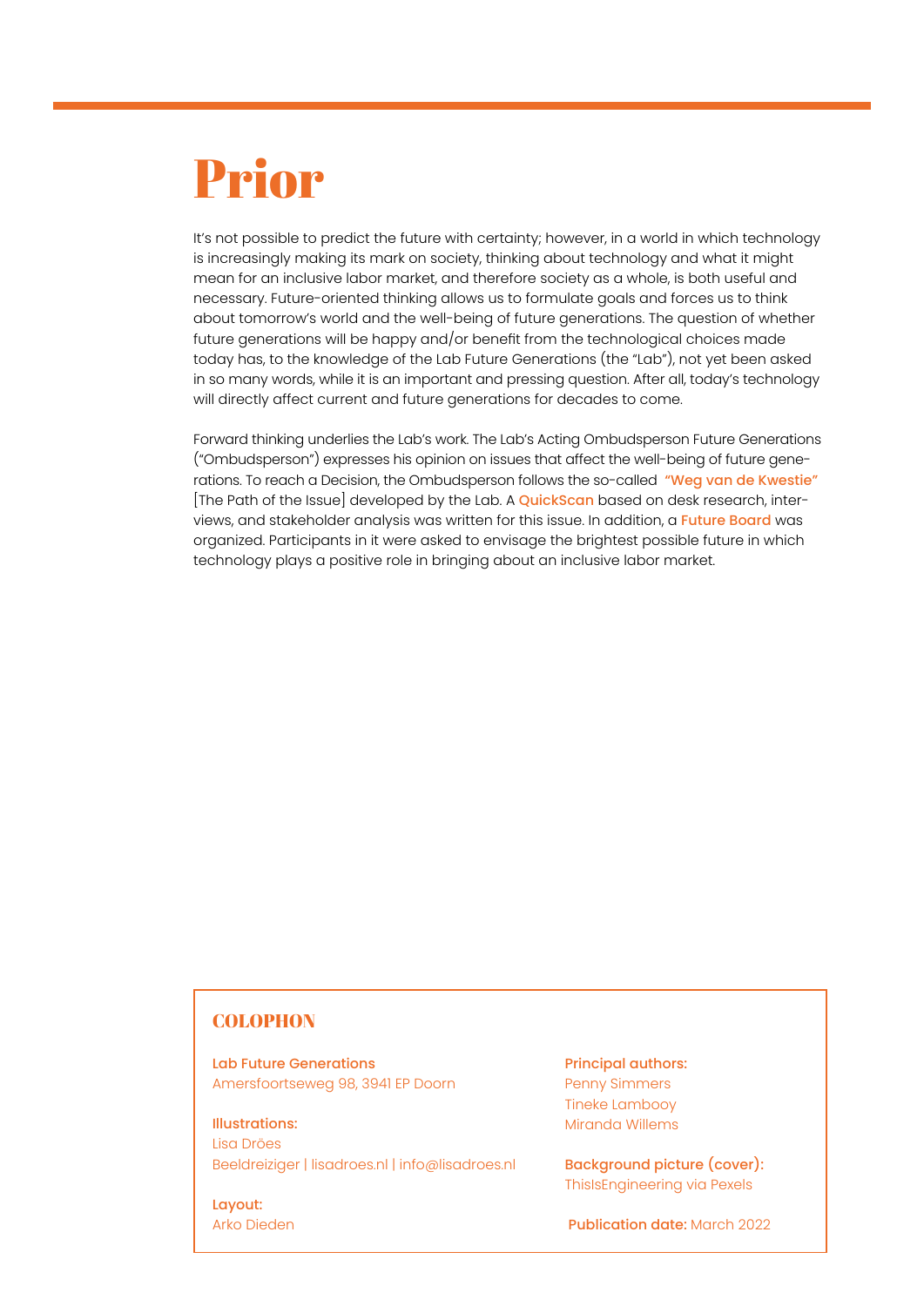# Prior

It's not possible to predict the future with certainty; however, in a world in which technology is increasingly making its mark on society, thinking about technology and what it might mean for an inclusive labor market, and therefore society as a whole, is both useful and necessary. Future-oriented thinking allows us to formulate goals and forces us to think about tomorrow's world and the well-being of future generations. The question of whether future generations will be happy and/or benefit from the technological choices made today has, to the knowledge of the Lab Future Generations (the "Lab"), not yet been asked in so many words, while it is an important and pressing question. After all, today's technology will directly affect current and future generations for decades to come.

Forward thinking underlies the Lab's work. The Lab's Acting Ombudsperson Future Generations ("Ombudsperson") expresses his opinion on issues that affect the well-being of future generations. To reach a Decision, the Ombudsperson follows the so-called **"Weg van de Kwestie"** [The Path of the Issue] developed by the Lab. A **QuickScan** based on desk research, interviews, and stakeholder analysis was written for this issue. In addition, a **Future Board** was organized. Participants in it were asked to envisage the brightest possible future in which technology plays a positive role in bringing about an inclusive labor market.

## COLOPHON

**Lab Future Generations**
Amersfoortseweg 98, 3941 EP Doorn

**Illustrations:**
Lisa Dröes
Beeldreiziger | lisadroes.nl | info@lisadroes.nl

**Layout:**
Arko Dieden

**Principal authors:**
Penny Simmers
Tineke Lambooy
Miranda Willems

**Background picture (cover):**
ThisIsEngineering via Pexels

**Publication date:** March 2022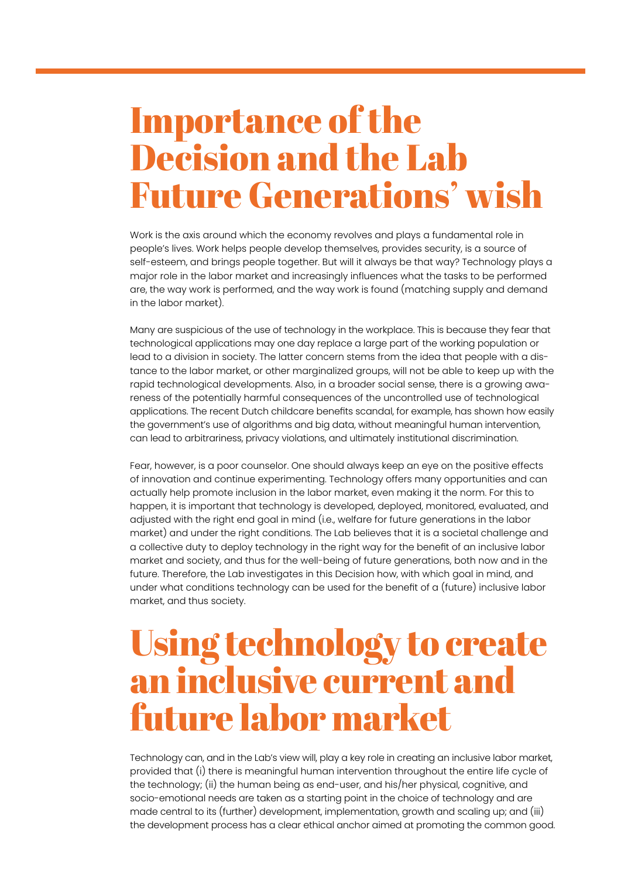# Importance of the Decision and the Lab Future Generations' wish

Work is the axis around which the economy revolves and plays a fundamental role in people's lives. Work helps people develop themselves, provides security, is a source of self-esteem, and brings people together. But will it always be that way? Technology plays a major role in the labor market and increasingly influences what the tasks to be performed are, the way work is performed, and the way work is found (matching supply and demand in the labor market).

Many are suspicious of the use of technology in the workplace. This is because they fear that technological applications may one day replace a large part of the working population or lead to a division in society. The latter concern stems from the idea that people with a distance to the labor market, or other marginalized groups, will not be able to keep up with the rapid technological developments. Also, in a broader social sense, there is a growing awareness of the potentially harmful consequences of the uncontrolled use of technological applications. The recent Dutch childcare benefits scandal, for example, has shown how easily the government's use of algorithms and big data, without meaningful human intervention, can lead to arbitrariness, privacy violations, and ultimately institutional discrimination.

Fear, however, is a poor counselor. One should always keep an eye on the positive effects of innovation and continue experimenting. Technology offers many opportunities and can actually help promote inclusion in the labor market, even making it the norm. For this to happen, it is important that technology is developed, deployed, monitored, evaluated, and adjusted with the right end goal in mind (i.e., welfare for future generations in the labor market) and under the right conditions. The Lab believes that it is a societal challenge and a collective duty to deploy technology in the right way for the benefit of an inclusive labor market and society, and thus for the well-being of future generations, both now and in the future. Therefore, the Lab investigates in this Decision how, with which goal in mind, and under what conditions technology can be used for the benefit of a (future) inclusive labor market, and thus society.

# Using technology to create an inclusive current and future labor market

Technology can, and in the Lab's view will, play a key role in creating an inclusive labor market, provided that (i) there is meaningful human intervention throughout the entire life cycle of the technology; (ii) the human being as end-user, and his/her physical, cognitive, and socio-emotional needs are taken as a starting point in the choice of technology and are made central to its (further) development, implementation, growth and scaling up; and (iii) the development process has a clear ethical anchor aimed at promoting the common good.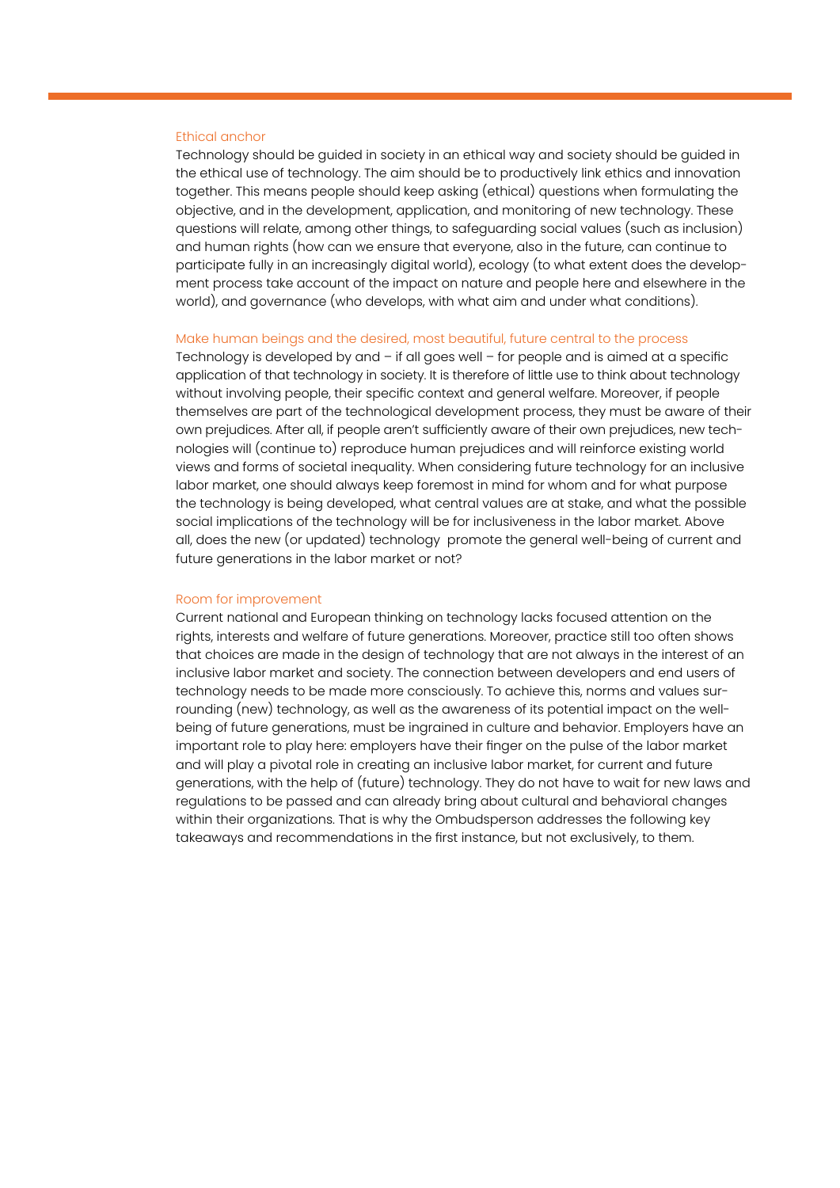### Ethical anchor

Technology should be guided in society in an ethical way and society should be guided in the ethical use of technology. The aim should be to productively link ethics and innovation together. This means people should keep asking (ethical) questions when formulating the objective, and in the development, application, and monitoring of new technology. These questions will relate, among other things, to safeguarding social values (such as inclusion) and human rights (how can we ensure that everyone, also in the future, can continue to participate fully in an increasingly digital world), ecology (to what extent does the development process take account of the impact on nature and people here and elsewhere in the world), and governance (who develops, with what aim and under what conditions).

### Make human beings and the desired, most beautiful, future central to the process

Technology is developed by and – if all goes well – for people and is aimed at a specific application of that technology in society. It is therefore of little use to think about technology without involving people, their specific context and general welfare. Moreover, if people themselves are part of the technological development process, they must be aware of their own prejudices. After all, if people aren't sufficiently aware of their own prejudices, new technologies will (continue to) reproduce human prejudices and will reinforce existing world views and forms of societal inequality. When considering future technology for an inclusive labor market, one should always keep foremost in mind for whom and for what purpose the technology is being developed, what central values are at stake, and what the possible social implications of the technology will be for inclusiveness in the labor market. Above all, does the new (or updated) technology promote the general well-being of current and future generations in the labor market or not?

### Room for improvement

Current national and European thinking on technology lacks focused attention on the rights, interests and welfare of future generations. Moreover, practice still too often shows that choices are made in the design of technology that are not always in the interest of an inclusive labor market and society. The connection between developers and end users of technology needs to be made more consciously. To achieve this, norms and values surrounding (new) technology, as well as the awareness of its potential impact on the well-being of future generations, must be ingrained in culture and behavior. Employers have an important role to play here: employers have their finger on the pulse of the labor market and will play a pivotal role in creating an inclusive labor market, for current and future generations, with the help of (future) technology. They do not have to wait for new laws and regulations to be passed and can already bring about cultural and behavioral changes within their organizations. That is why the Ombudsperson addresses the following key takeaways and recommendations in the first instance, but not exclusively, to them.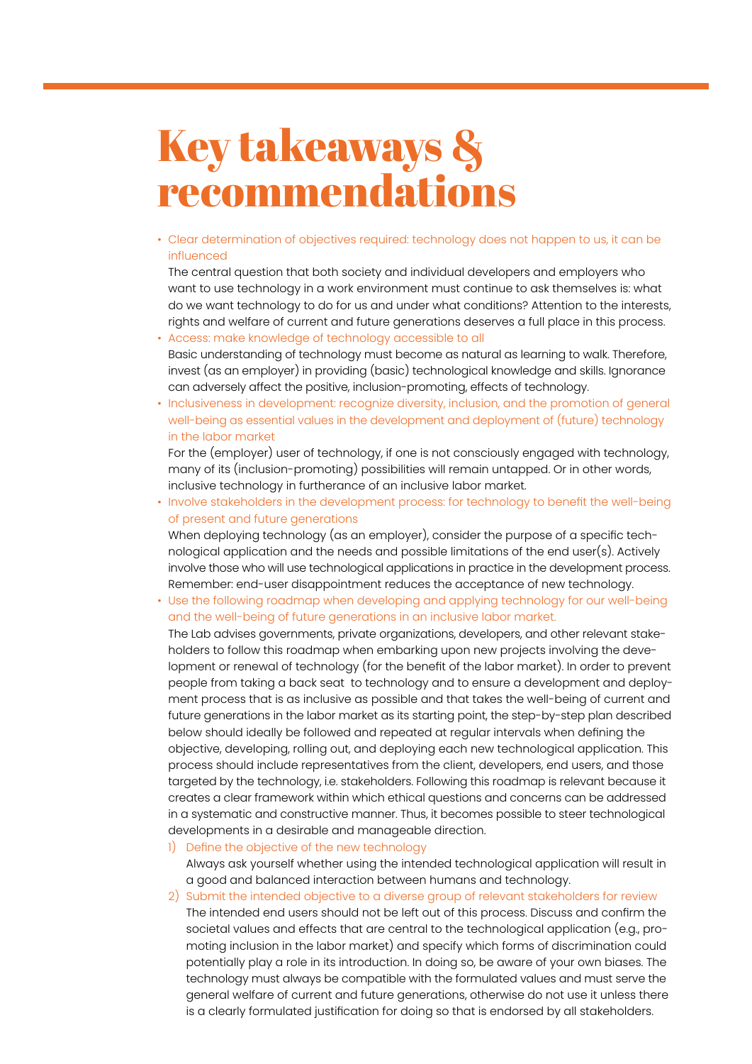# Key takeaways & recommendations

- **Clear determination of objectives required: technology does not happen to us, it can be influenced**

  The central question that both society and individual developers and employers who want to use technology in a work environment must continue to ask themselves is: what do we want technology to do for us and under what conditions? Attention to the interests, rights and welfare of current and future generations deserves a full place in this process.

- **Access: make knowledge of technology accessible to all**

  Basic understanding of technology must become as natural as learning to walk. Therefore, invest (as an employer) in providing (basic) technological knowledge and skills. Ignorance can adversely affect the positive, inclusion-promoting, effects of technology.

- **Inclusiveness in development: recognize diversity, inclusion, and the promotion of general well-being as essential values in the development and deployment of (future) technology in the labor market**

  For the (employer) user of technology, if one is not consciously engaged with technology, many of its (inclusion-promoting) possibilities will remain untapped. Or in other words, inclusive technology in furtherance of an inclusive labor market.

- **Involve stakeholders in the development process: for technology to benefit the well-being of present and future generations**

  When deploying technology (as an employer), consider the purpose of a specific technological application and the needs and possible limitations of the end user(s). Actively involve those who will use technological applications in practice in the development process. Remember: end-user disappointment reduces the acceptance of new technology.

- **Use the following roadmap when developing and applying technology for our well-being and the well-being of future generations in an inclusive labor market.**

  The Lab advises governments, private organizations, developers, and other relevant stakeholders to follow this roadmap when embarking upon new projects involving the development or renewal of technology (for the benefit of the labor market). In order to prevent people from taking a back seat to technology and to ensure a development and deployment process that is as inclusive as possible and that takes the well-being of current and future generations in the labor market as its starting point, the step-by-step plan described below should ideally be followed and repeated at regular intervals when defining the objective, developing, rolling out, and deploying each new technological application. This process should include representatives from the client, developers, end users, and those targeted by the technology, i.e. stakeholders. Following this roadmap is relevant because it creates a clear framework within which ethical questions and concerns can be addressed in a systematic and constructive manner. Thus, it becomes possible to steer technological developments in a desirable and manageable direction.

  1) **Define the objective of the new technology**

     Always ask yourself whether using the intended technological application will result in a good and balanced interaction between humans and technology.

  2) **Submit the intended objective to a diverse group of relevant stakeholders for review**

     The intended end users should not be left out of this process. Discuss and confirm the societal values and effects that are central to the technological application (e.g., promoting inclusion in the labor market) and specify which forms of discrimination could potentially play a role in its introduction. In doing so, be aware of your own biases. The technology must always be compatible with the formulated values and must serve the general welfare of current and future generations, otherwise do not use it unless there is a clearly formulated justification for doing so that is endorsed by all stakeholders.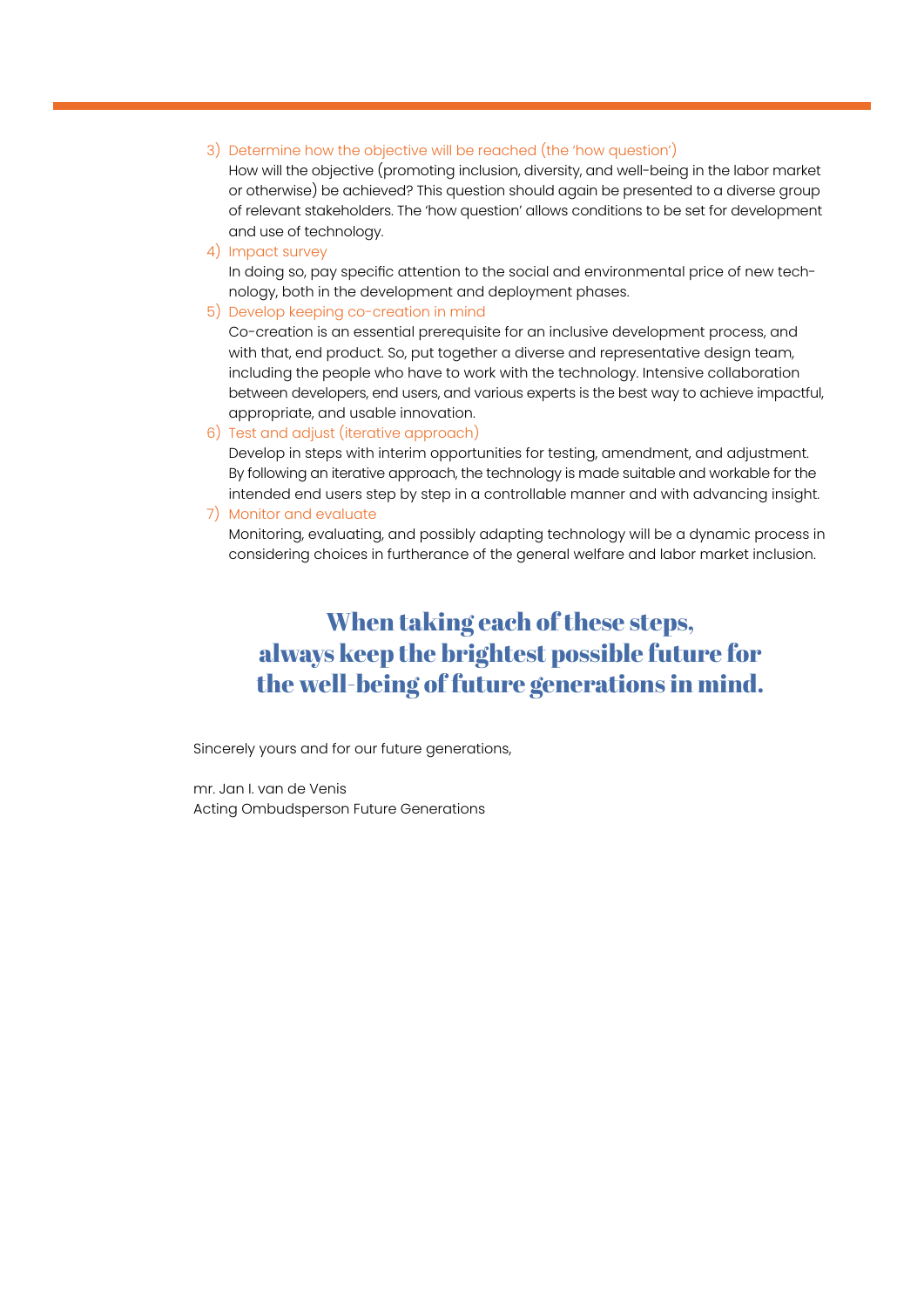3) Determine how the objective will be reached (the 'how question')
   How will the objective (promoting inclusion, diversity, and well-being in the labor market or otherwise) be achieved? This question should again be presented to a diverse group of relevant stakeholders. The 'how question' allows conditions to be set for development and use of technology.
4) Impact survey
   In doing so, pay specific attention to the social and environmental price of new technology, both in the development and deployment phases.
5) Develop keeping co-creation in mind
   Co-creation is an essential prerequisite for an inclusive development process, and with that, end product. So, put together a diverse and representative design team, including the people who have to work with the technology. Intensive collaboration between developers, end users, and various experts is the best way to achieve impactful, appropriate, and usable innovation.
6) Test and adjust (iterative approach)
   Develop in steps with interim opportunities for testing, amendment, and adjustment. By following an iterative approach, the technology is made suitable and workable for the intended end users step by step in a controllable manner and with advancing insight.
7) Monitor and evaluate
   Monitoring, evaluating, and possibly adapting technology will be a dynamic process in considering choices in furtherance of the general welfare and labor market inclusion.

**When taking each of these steps, always keep the brightest possible future for the well-being of future generations in mind.**

Sincerely yours and for our future generations,

mr. Jan I. van de Venis
Acting Ombudsperson Future Generations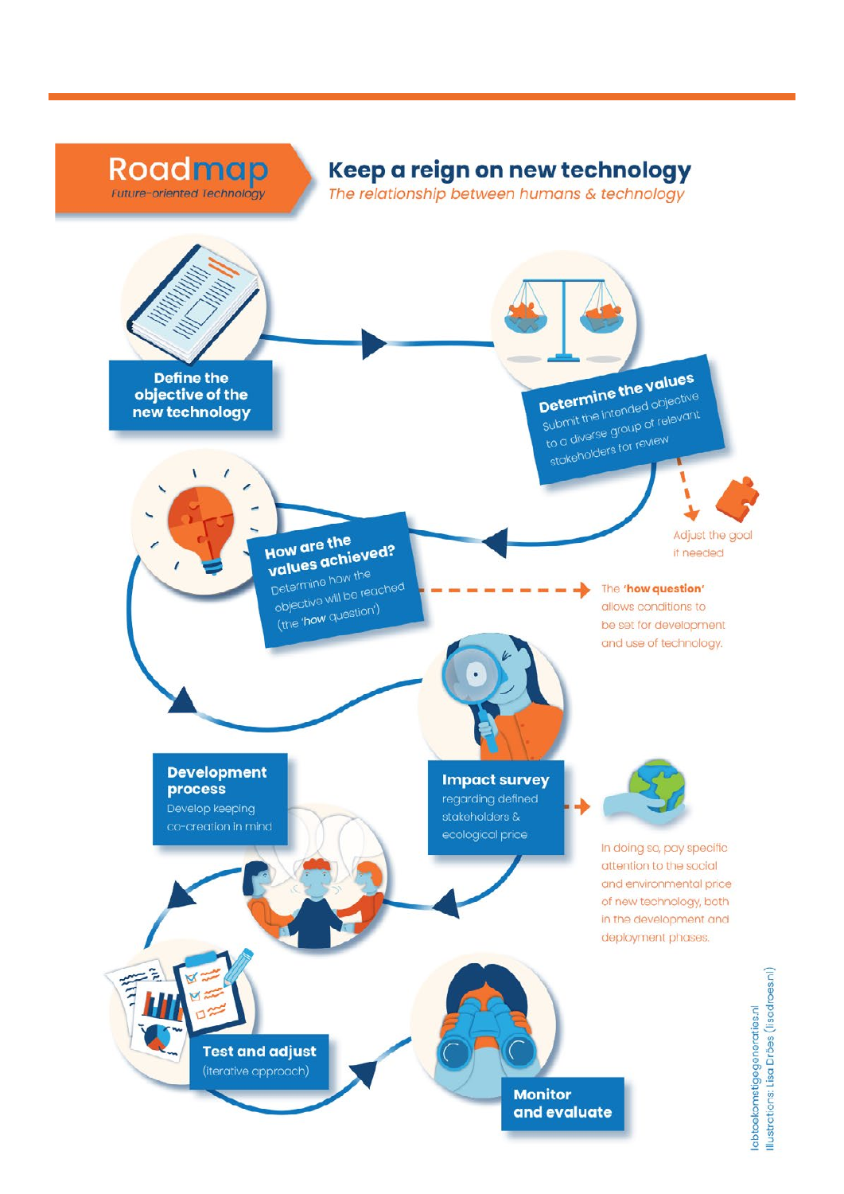# Roadmap

*Future-oriented Technology*

## Keep a reign on new technology

*The relationship between humans & technology*

**Define the objective of the new technology**

**Determine the values**
Submit the intended objective to a diverse group of relevant stakeholders for review

Adjust the goal if needed

**How are the values achieved?**
Determine how the objective will be reached (the '*how* question')

The **'how question'** allows conditions to be set for development and use of technology.

**Impact survey**
regarding defined stakeholders & ecological price

In doing so, pay specific attention to the social and environmental price of new technology, both in the development and deployment phases.

**Development process**
Develop keeping co-creation in mind

**Test and adjust**
(iterative approach)

**Monitor and evaluate**

labtoekomstigegeneraties.nl
Illustrations: Lisa Dröes (lisadroes.nl)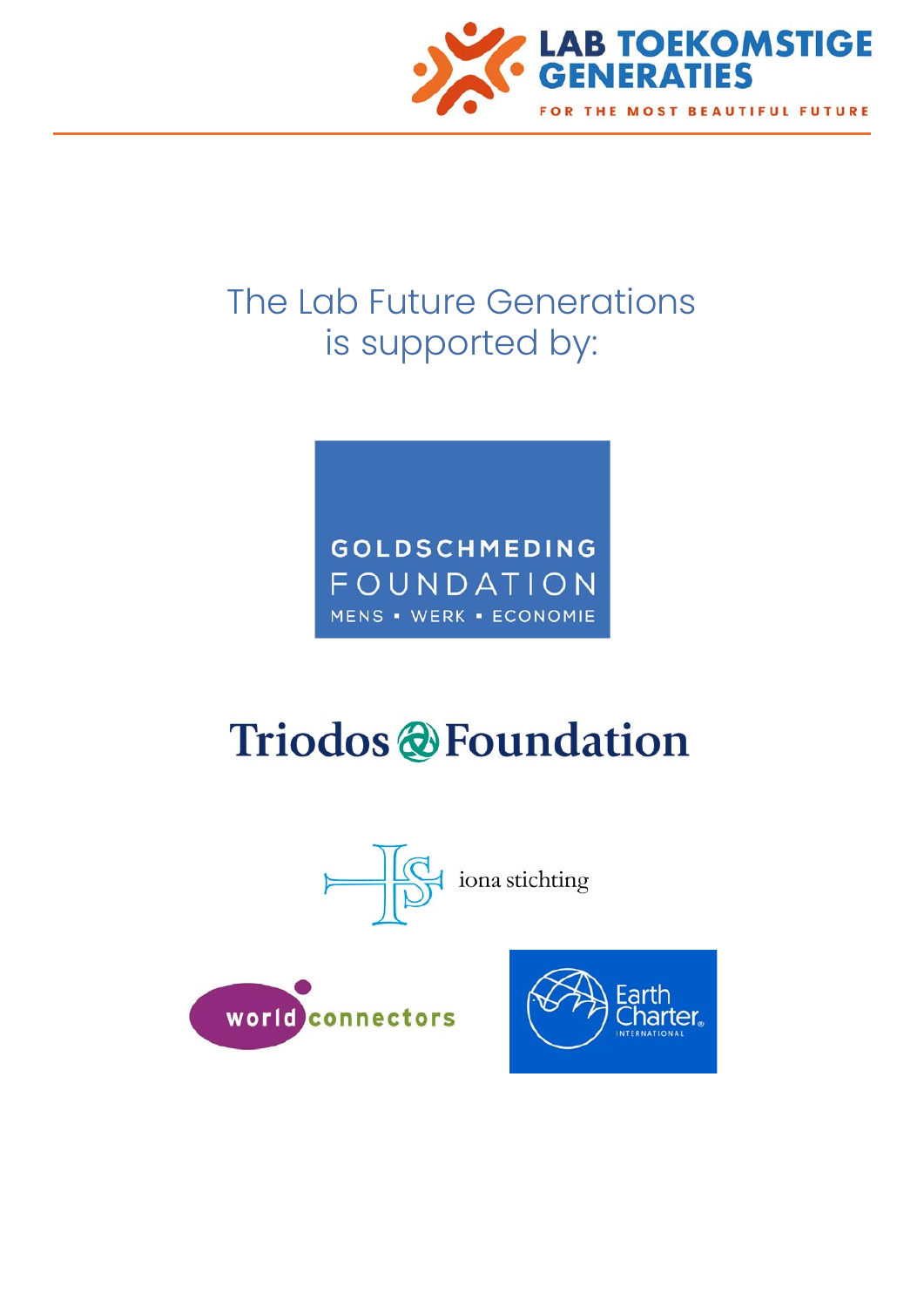LAB TOEKOMSTIGE GENERATIES

FOR THE MOST BEAUTIFUL FUTURE

The Lab Future Generations
is supported by:

GOLDSCHMEDING FOUNDATION
MENS ▪ WERK ▪ ECONOMIE

Triodos Foundation

iona stichting

world connectors

Earth Charter INTERNATIONAL